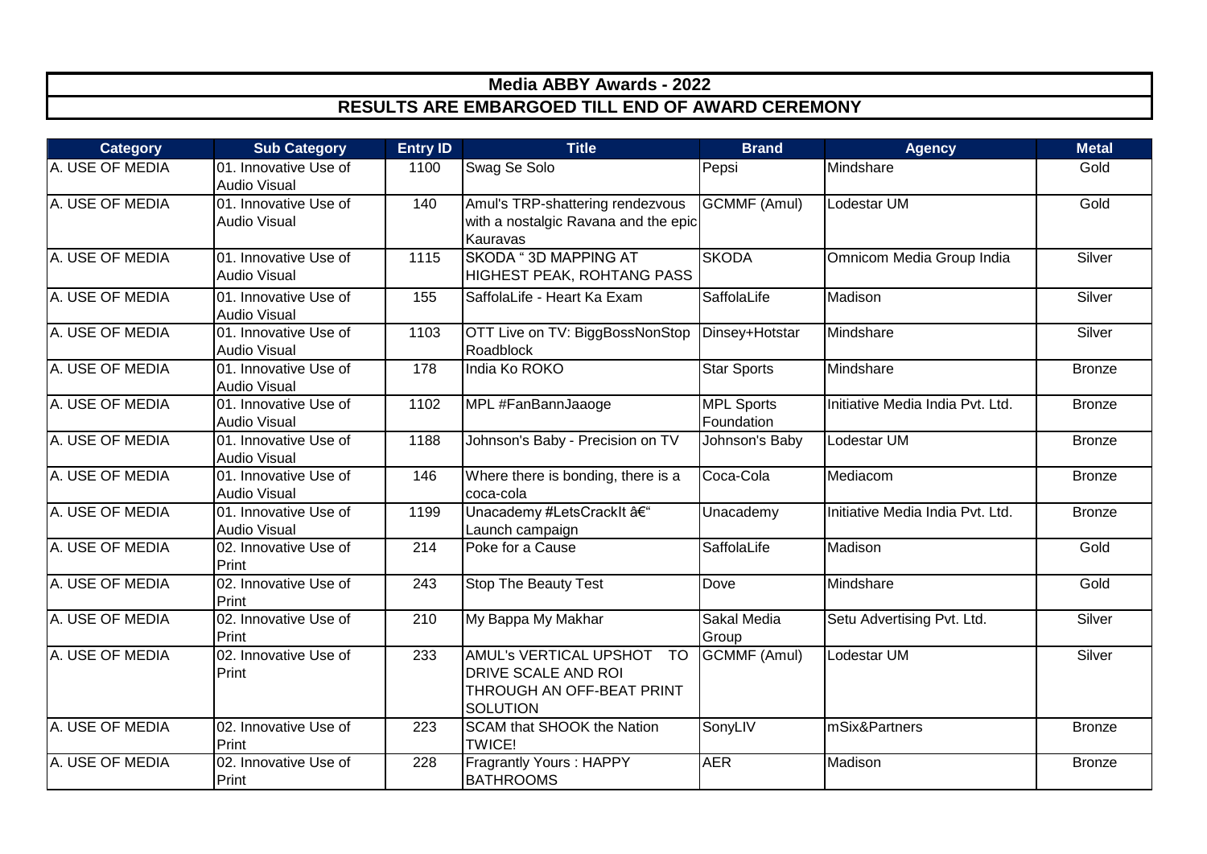# Media ABBY Awards - 2022

## RESULTS ARE EMBARGOED TILL END OF AWARD CEREMONY

| Category | Sub Category | Entry ID | Title | Brand | Agency | Metal |
|---|---|---|---|---|---|---|
| A. USE OF MEDIA | 01. Innovative Use of Audio Visual | 1100 | Swag Se Solo | Pepsi | Mindshare | Gold |
| A. USE OF MEDIA | 01. Innovative Use of Audio Visual | 140 | Amul's TRP-shattering rendezvous with a nostalgic Ravana and the epic Kauravas | GCMMF (Amul) | Lodestar UM | Gold |
| A. USE OF MEDIA | 01. Innovative Use of Audio Visual | 1115 | SKODA " 3D MAPPING AT HIGHEST PEAK, ROHTANG PASS | SKODA | Omnicom Media Group India | Silver |
| A. USE OF MEDIA | 01. Innovative Use of Audio Visual | 155 | SaffolaLife - Heart Ka Exam | SaffolaLife | Madison | Silver |
| A. USE OF MEDIA | 01. Innovative Use of Audio Visual | 1103 | OTT Live on TV: BiggBossNonStop Roadblock | Dinsey+Hotstar | Mindshare | Silver |
| A. USE OF MEDIA | 01. Innovative Use of Audio Visual | 178 | India Ko ROKO | Star Sports | Mindshare | Bronze |
| A. USE OF MEDIA | 01. Innovative Use of Audio Visual | 1102 | MPL #FanBannJaaoge | MPL Sports Foundation | Initiative Media India Pvt. Ltd. | Bronze |
| A. USE OF MEDIA | 01. Innovative Use of Audio Visual | 1188 | Johnson's Baby - Precision on TV | Johnson's Baby | Lodestar UM | Bronze |
| A. USE OF MEDIA | 01. Innovative Use of Audio Visual | 146 | Where there is bonding, there is a coca-cola | Coca-Cola | Mediacom | Bronze |
| A. USE OF MEDIA | 01. Innovative Use of Audio Visual | 1199 | Unacademy #LetsCrackIt â€" Launch campaign | Unacademy | Initiative Media India Pvt. Ltd. | Bronze |
| A. USE OF MEDIA | 02. Innovative Use of Print | 214 | Poke for a Cause | SaffolaLife | Madison | Gold |
| A. USE OF MEDIA | 02. Innovative Use of Print | 243 | Stop The Beauty Test | Dove | Mindshare | Gold |
| A. USE OF MEDIA | 02. Innovative Use of Print | 210 | My Bappa My Makhar | Sakal Media Group | Setu Advertising Pvt. Ltd. | Silver |
| A. USE OF MEDIA | 02. Innovative Use of Print | 233 | AMUL's VERTICAL UPSHOT TO DRIVE SCALE AND ROI THROUGH AN OFF-BEAT PRINT SOLUTION | GCMMF (Amul) | Lodestar UM | Silver |
| A. USE OF MEDIA | 02. Innovative Use of Print | 223 | SCAM that SHOOK the Nation TWICE! | SonyLIV | mSix&Partners | Bronze |
| A. USE OF MEDIA | 02. Innovative Use of Print | 228 | Fragrantly Yours : HAPPY BATHROOMS | AER | Madison | Bronze |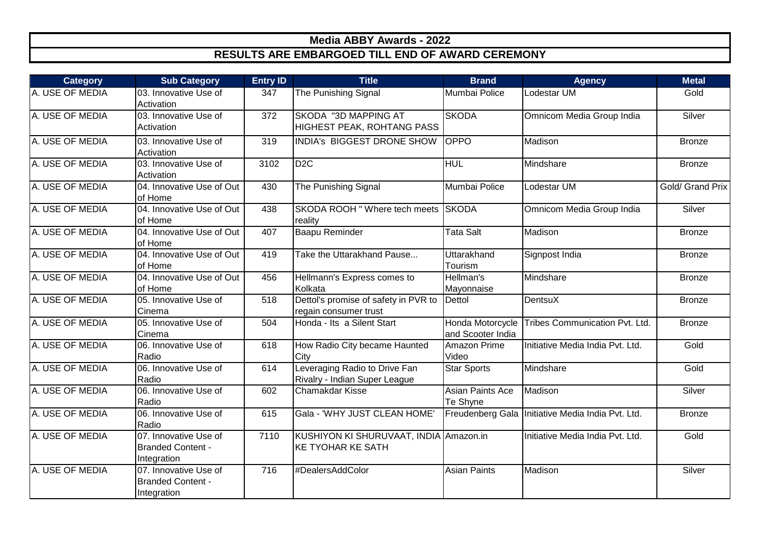# Media ABBY Awards - 2022

## RESULTS ARE EMBARGOED TILL END OF AWARD CEREMONY

| Category | Sub Category | Entry ID | Title | Brand | Agency | Metal |
|---|---|---|---|---|---|---|
| A. USE OF MEDIA | 03. Innovative Use of Activation | 347 | The Punishing Signal | Mumbai Police | Lodestar UM | Gold |
| A. USE OF MEDIA | 03. Innovative Use of Activation | 372 | SKODA "3D MAPPING AT HIGHEST PEAK, ROHTANG PASS | SKODA | Omnicom Media Group India | Silver |
| A. USE OF MEDIA | 03. Innovative Use of Activation | 319 | INDIA's BIGGEST DRONE SHOW | OPPO | Madison | Bronze |
| A. USE OF MEDIA | 03. Innovative Use of Activation | 3102 | D2C | HUL | Mindshare | Bronze |
| A. USE OF MEDIA | 04. Innovative Use of Out of Home | 430 | The Punishing Signal | Mumbai Police | Lodestar UM | Gold/ Grand Prix |
| A. USE OF MEDIA | 04. Innovative Use of Out of Home | 438 | SKODA ROOH " Where tech meets reality | SKODA | Omnicom Media Group India | Silver |
| A. USE OF MEDIA | 04. Innovative Use of Out of Home | 407 | Baapu Reminder | Tata Salt | Madison | Bronze |
| A. USE OF MEDIA | 04. Innovative Use of Out of Home | 419 | Take the Uttarakhand Pause... | Uttarakhand Tourism | Signpost India | Bronze |
| A. USE OF MEDIA | 04. Innovative Use of Out of Home | 456 | Hellmann's Express comes to Kolkata | Hellman's Mayonnaise | Mindshare | Bronze |
| A. USE OF MEDIA | 05. Innovative Use of Cinema | 518 | Dettol's promise of safety in PVR to regain consumer trust | Dettol | DentsuX | Bronze |
| A. USE OF MEDIA | 05. Innovative Use of Cinema | 504 | Honda - Its a Silent Start | Honda Motorcycle and Scooter India | Tribes Communication Pvt. Ltd. | Bronze |
| A. USE OF MEDIA | 06. Innovative Use of Radio | 618 | How Radio City became Haunted City | Amazon Prime Video | Initiative Media India Pvt. Ltd. | Gold |
| A. USE OF MEDIA | 06. Innovative Use of Radio | 614 | Leveraging Radio to Drive Fan Rivalry - Indian Super League | Star Sports | Mindshare | Gold |
| A. USE OF MEDIA | 06. Innovative Use of Radio | 602 | Chamakdar Kisse | Asian Paints Ace Te Shyne | Madison | Silver |
| A. USE OF MEDIA | 06. Innovative Use of Radio | 615 | Gala - 'WHY JUST CLEAN HOME' | Freudenberg Gala | Initiative Media India Pvt. Ltd. | Bronze |
| A. USE OF MEDIA | 07. Innovative Use of Branded Content - Integration | 7110 | KUSHIYON KI SHURUVAAT, INDIA KE TYOHAR KE SATH | Amazon.in | Initiative Media India Pvt. Ltd. | Gold |
| A. USE OF MEDIA | 07. Innovative Use of Branded Content - Integration | 716 | #DealersAddColor | Asian Paints | Madison | Silver |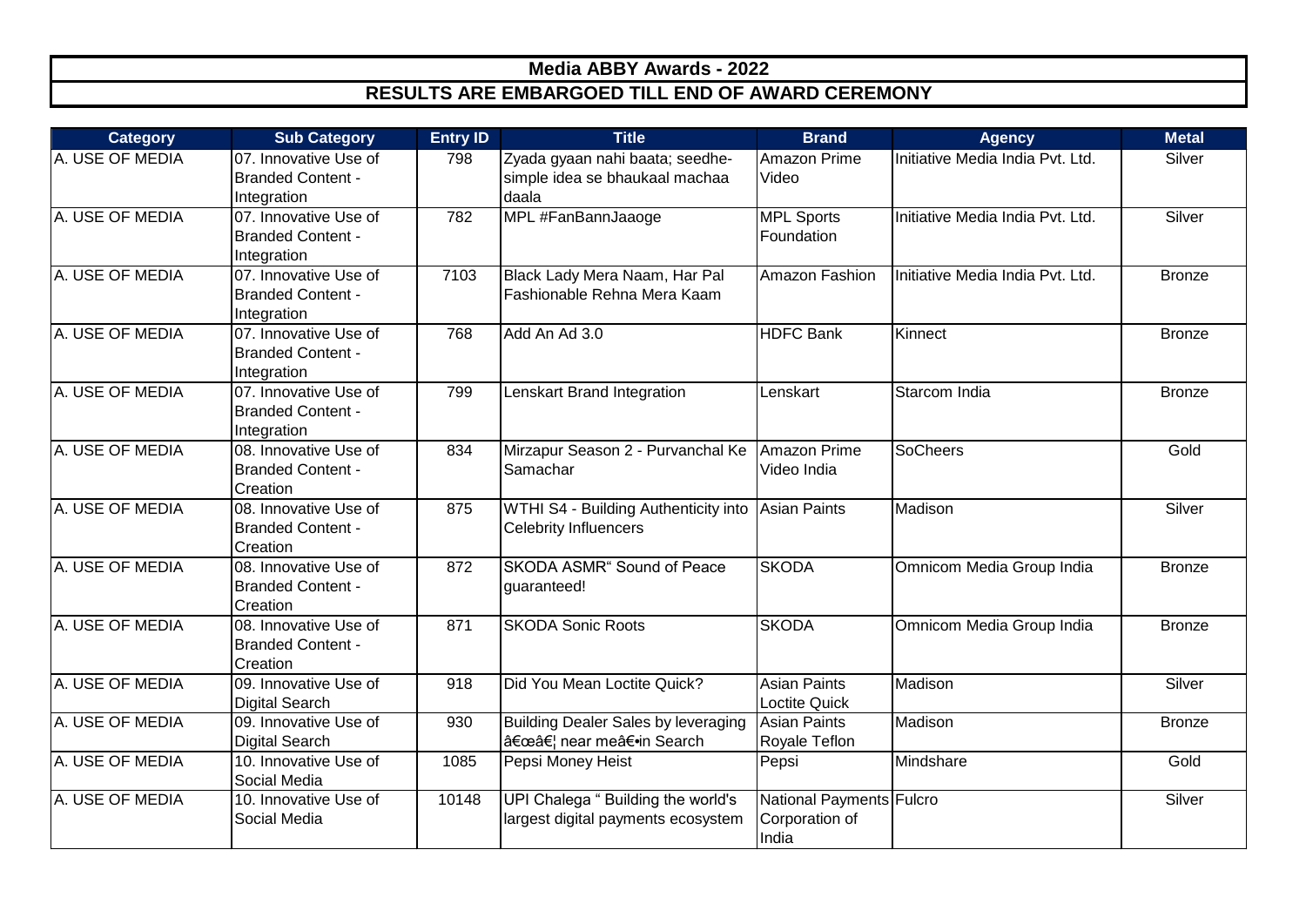# Media ABBY Awards - 2022

## RESULTS ARE EMBARGOED TILL END OF AWARD CEREMONY

| Category | Sub Category | Entry ID | Title | Brand | Agency | Metal |
|---|---|---|---|---|---|---|
| A. USE OF MEDIA | 07. Innovative Use of Branded Content - Integration | 798 | Zyada gyaan nahi baata; seedhe-simple idea se bhaukaal machaa daala | Amazon Prime Video | Initiative Media India Pvt. Ltd. | Silver |
| A. USE OF MEDIA | 07. Innovative Use of Branded Content - Integration | 782 | MPL #FanBannJaaoge | MPL Sports Foundation | Initiative Media India Pvt. Ltd. | Silver |
| A. USE OF MEDIA | 07. Innovative Use of Branded Content - Integration | 7103 | Black Lady Mera Naam, Har Pal Fashionable Rehna Mera Kaam | Amazon Fashion | Initiative Media India Pvt. Ltd. | Bronze |
| A. USE OF MEDIA | 07. Innovative Use of Branded Content - Integration | 768 | Add An Ad 3.0 | HDFC Bank | Kinnect | Bronze |
| A. USE OF MEDIA | 07. Innovative Use of Branded Content - Integration | 799 | Lenskart Brand Integration | Lenskart | Starcom India | Bronze |
| A. USE OF MEDIA | 08. Innovative Use of Branded Content - Creation | 834 | Mirzapur Season 2 - Purvanchal Ke Samachar | Amazon Prime Video India | SoCheers | Gold |
| A. USE OF MEDIA | 08. Innovative Use of Branded Content - Creation | 875 | WTHI S4 - Building Authenticity into Celebrity Influencers | Asian Paints | Madison | Silver |
| A. USE OF MEDIA | 08. Innovative Use of Branded Content - Creation | 872 | SKODA ASMR" Sound of Peace guaranteed! | SKODA | Omnicom Media Group India | Bronze |
| A. USE OF MEDIA | 08. Innovative Use of Branded Content - Creation | 871 | SKODA Sonic Roots | SKODA | Omnicom Media Group India | Bronze |
| A. USE OF MEDIA | 09. Innovative Use of Digital Search | 918 | Did You Mean Loctite Quick? | Asian Paints Loctite Quick | Madison | Silver |
| A. USE OF MEDIA | 09. Innovative Use of Digital Search | 930 | Building Dealer Sales by leveraging â€œâ€¦ near meâ€•in Search | Asian Paints Royale Teflon | Madison | Bronze |
| A. USE OF MEDIA | 10. Innovative Use of Social Media | 1085 | Pepsi Money Heist | Pepsi | Mindshare | Gold |
| A. USE OF MEDIA | 10. Innovative Use of Social Media | 10148 | UPI Chalega " Building the world's largest digital payments ecosystem | National Payments Corporation of India | Fulcro | Silver |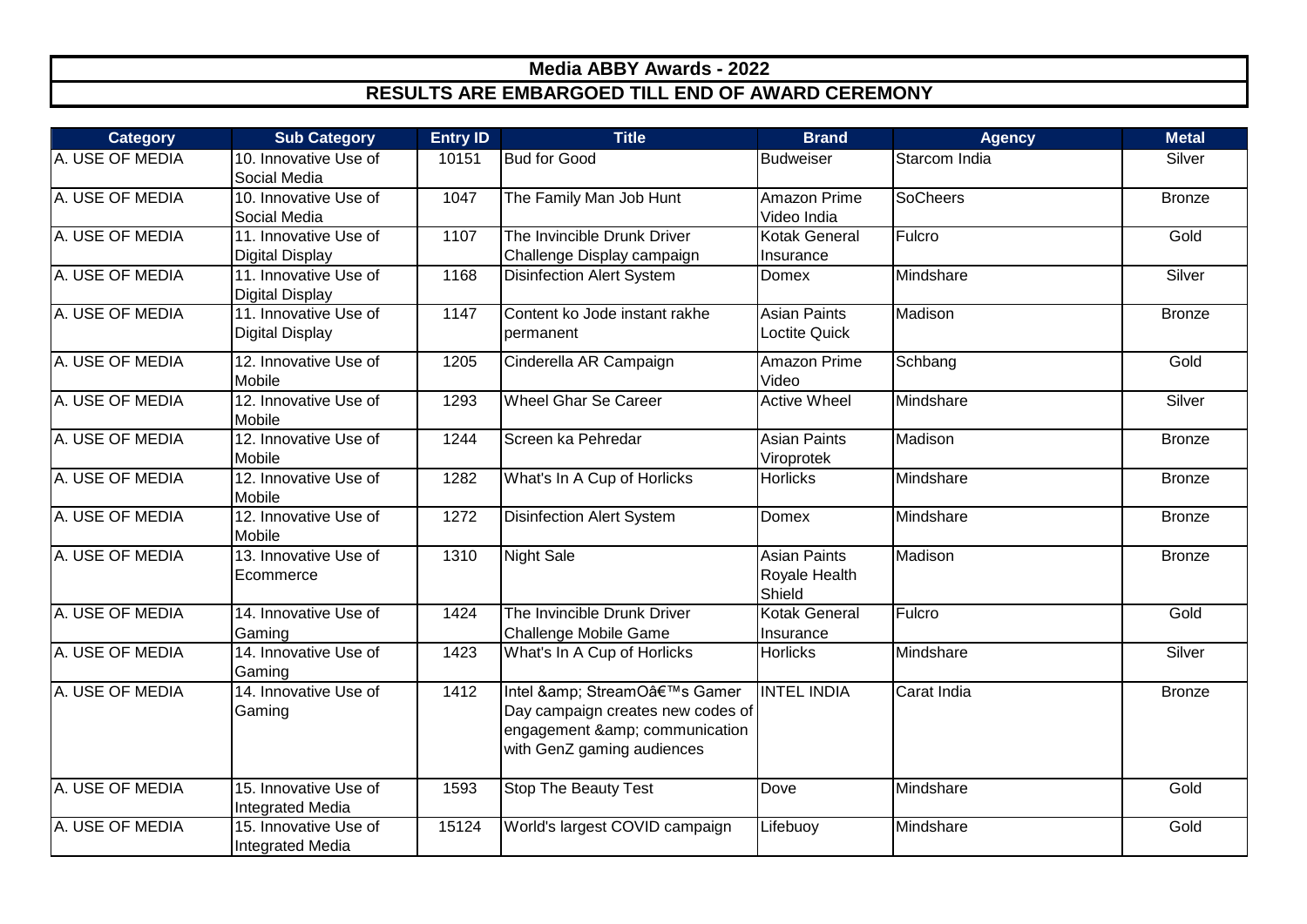# Media ABBY Awards - 2022

## RESULTS ARE EMBARGOED TILL END OF AWARD CEREMONY

| Category | Sub Category | Entry ID | Title | Brand | Agency | Metal |
|---|---|---|---|---|---|---|
| A. USE OF MEDIA | 10. Innovative Use of Social Media | 10151 | Bud for Good | Budweiser | Starcom India | Silver |
| A. USE OF MEDIA | 10. Innovative Use of Social Media | 1047 | The Family Man Job Hunt | Amazon Prime Video India | SoCheers | Bronze |
| A. USE OF MEDIA | 11. Innovative Use of Digital Display | 1107 | The Invincible Drunk Driver Challenge Display campaign | Kotak General Insurance | Fulcro | Gold |
| A. USE OF MEDIA | 11. Innovative Use of Digital Display | 1168 | Disinfection Alert System | Domex | Mindshare | Silver |
| A. USE OF MEDIA | 11. Innovative Use of Digital Display | 1147 | Content ko Jode instant rakhe permanent | Asian Paints Loctite Quick | Madison | Bronze |
| A. USE OF MEDIA | 12. Innovative Use of Mobile | 1205 | Cinderella AR Campaign | Amazon Prime Video | Schbang | Gold |
| A. USE OF MEDIA | 12. Innovative Use of Mobile | 1293 | Wheel Ghar Se Career | Active Wheel | Mindshare | Silver |
| A. USE OF MEDIA | 12. Innovative Use of Mobile | 1244 | Screen ka Pehredar | Asian Paints Viroprotek | Madison | Bronze |
| A. USE OF MEDIA | 12. Innovative Use of Mobile | 1282 | What's In A Cup of Horlicks | Horlicks | Mindshare | Bronze |
| A. USE OF MEDIA | 12. Innovative Use of Mobile | 1272 | Disinfection Alert System | Domex | Mindshare | Bronze |
| A. USE OF MEDIA | 13. Innovative Use of Ecommerce | 1310 | Night Sale | Asian Paints Royale Health Shield | Madison | Bronze |
| A. USE OF MEDIA | 14. Innovative Use of Gaming | 1424 | The Invincible Drunk Driver Challenge Mobile Game | Kotak General Insurance | Fulcro | Gold |
| A. USE OF MEDIA | 14. Innovative Use of Gaming | 1423 | What's In A Cup of Horlicks | Horlicks | Mindshare | Silver |
| A. USE OF MEDIA | 14. Innovative Use of Gaming | 1412 | Intel &amp; StreamOâ€™s Gamer Day campaign creates new codes of engagement &amp; communication with GenZ gaming audiences | INTEL INDIA | Carat India | Bronze |
| A. USE OF MEDIA | 15. Innovative Use of Integrated Media | 1593 | Stop The Beauty Test | Dove | Mindshare | Gold |
| A. USE OF MEDIA | 15. Innovative Use of Integrated Media | 15124 | World's largest COVID campaign | Lifebuoy | Mindshare | Gold |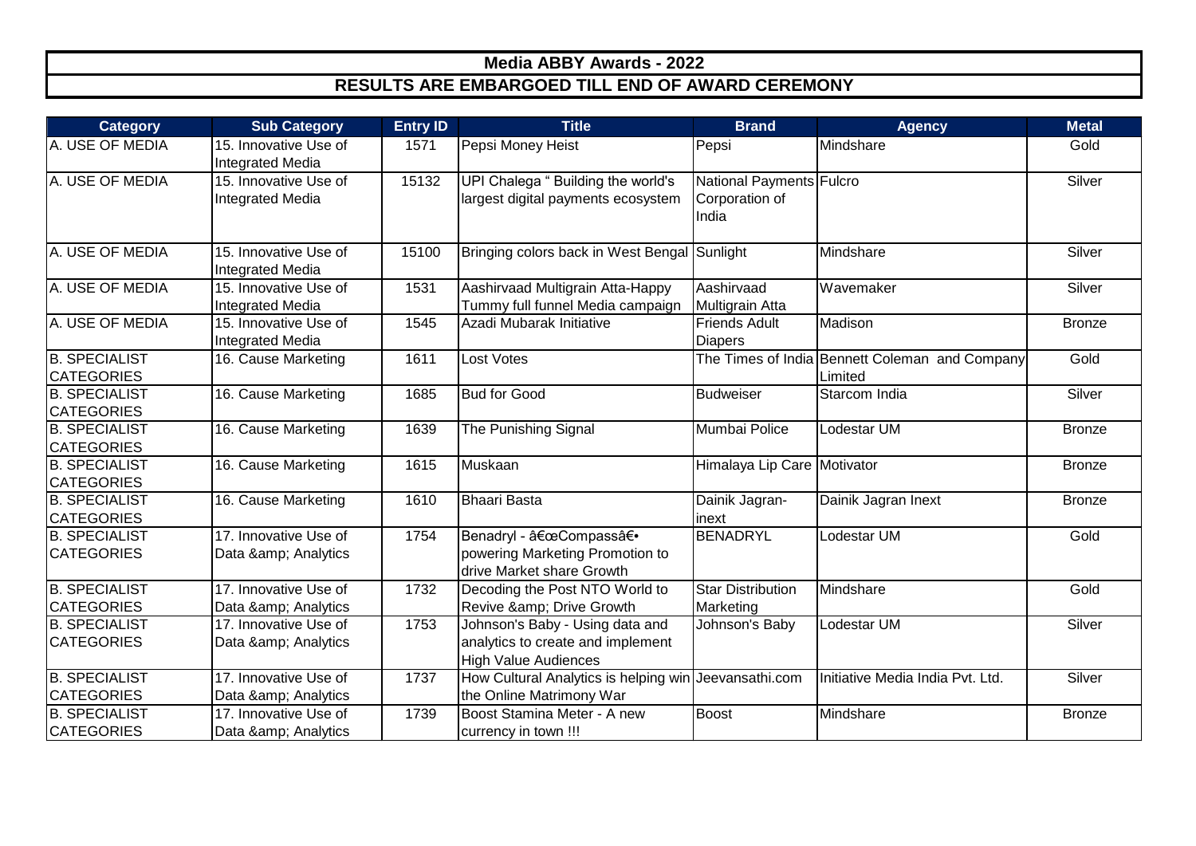# Media ABBY Awards - 2022

## RESULTS ARE EMBARGOED TILL END OF AWARD CEREMONY

| Category | Sub Category | Entry ID | Title | Brand | Agency | Metal |
|---|---|---|---|---|---|---|
| A. USE OF MEDIA | 15. Innovative Use of Integrated Media | 1571 | Pepsi Money Heist | Pepsi | Mindshare | Gold |
| A. USE OF MEDIA | 15. Innovative Use of Integrated Media | 15132 | UPI Chalega " Building the world's largest digital payments ecosystem | National Payments Corporation of India | Fulcro | Silver |
| A. USE OF MEDIA | 15. Innovative Use of Integrated Media | 15100 | Bringing colors back in West Bengal | Sunlight | Mindshare | Silver |
| A. USE OF MEDIA | 15. Innovative Use of Integrated Media | 1531 | Aashirvaad Multigrain Atta-Happy Tummy full funnel Media campaign | Aashirvaad Multigrain Atta | Wavemaker | Silver |
| A. USE OF MEDIA | 15. Innovative Use of Integrated Media | 1545 | Azadi Mubarak Initiative | Friends Adult Diapers | Madison | Bronze |
| B. SPECIALIST CATEGORIES | 16. Cause Marketing | 1611 | Lost Votes | The Times of India | Bennett Coleman and Company Limited | Gold |
| B. SPECIALIST CATEGORIES | 16. Cause Marketing | 1685 | Bud for Good | Budweiser | Starcom India | Silver |
| B. SPECIALIST CATEGORIES | 16. Cause Marketing | 1639 | The Punishing Signal | Mumbai Police | Lodestar UM | Bronze |
| B. SPECIALIST CATEGORIES | 16. Cause Marketing | 1615 | Muskaan | Himalaya Lip Care | Motivator | Bronze |
| B. SPECIALIST CATEGORIES | 16. Cause Marketing | 1610 | Bhaari Basta | Dainik Jagran-inext | Dainik Jagran Inext | Bronze |
| B. SPECIALIST CATEGORIES | 17. Innovative Use of Data &amp; Analytics | 1754 | Benadryl - â€œCompassâ€• powering Marketing Promotion to drive Market share Growth | BENADRYL | Lodestar UM | Gold |
| B. SPECIALIST CATEGORIES | 17. Innovative Use of Data &amp; Analytics | 1732 | Decoding the Post NTO World to Revive &amp; Drive Growth | Star Distribution Marketing | Mindshare | Gold |
| B. SPECIALIST CATEGORIES | 17. Innovative Use of Data &amp; Analytics | 1753 | Johnson's Baby - Using data and analytics to create and implement High Value Audiences | Johnson's Baby | Lodestar UM | Silver |
| B. SPECIALIST CATEGORIES | 17. Innovative Use of Data &amp; Analytics | 1737 | How Cultural Analytics is helping win the Online Matrimony War | Jeevansathi.com | Initiative Media India Pvt. Ltd. | Silver |
| B. SPECIALIST CATEGORIES | 17. Innovative Use of Data &amp; Analytics | 1739 | Boost Stamina Meter - A new currency in town !!! | Boost | Mindshare | Bronze |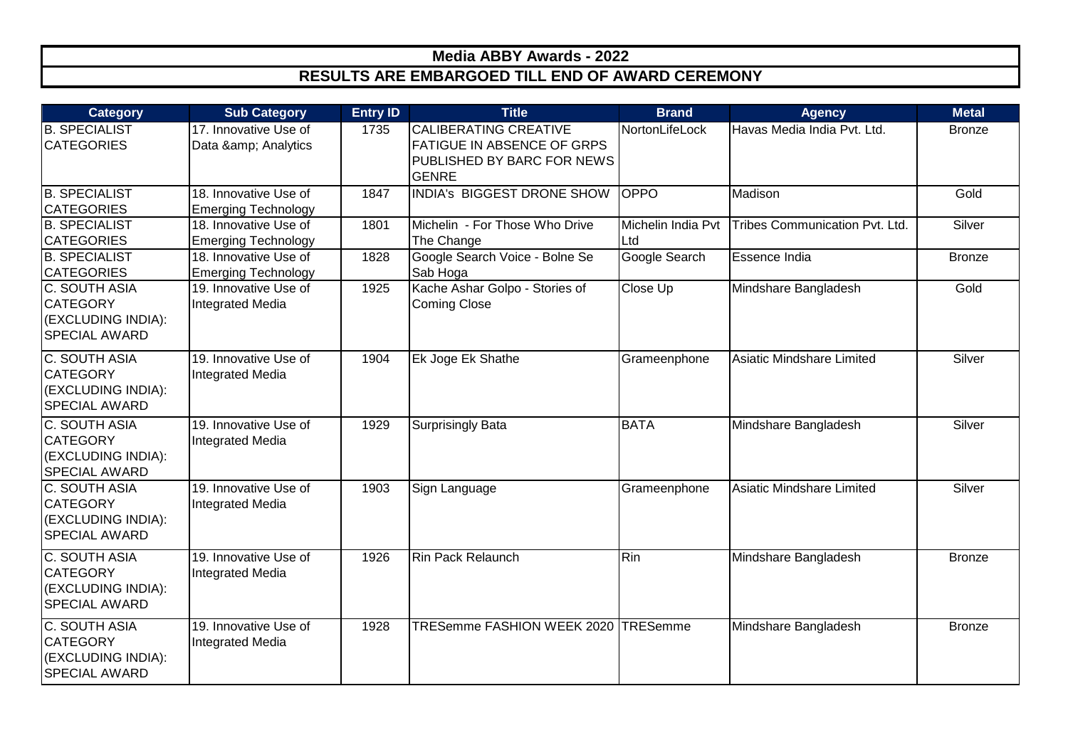# Media ABBY Awards - 2022

## RESULTS ARE EMBARGOED TILL END OF AWARD CEREMONY

| Category | Sub Category | Entry ID | Title | Brand | Agency | Metal |
|---|---|---|---|---|---|---|
| B. SPECIALIST CATEGORIES | 17. Innovative Use of Data &amp; Analytics | 1735 | CALIBERATING CREATIVE FATIGUE IN ABSENCE OF GRPS PUBLISHED BY BARC FOR NEWS GENRE | NortonLifeLock | Havas Media India Pvt. Ltd. | Bronze |
| B. SPECIALIST CATEGORIES | 18. Innovative Use of Emerging Technology | 1847 | INDIA's BIGGEST DRONE SHOW | OPPO | Madison | Gold |
| B. SPECIALIST CATEGORIES | 18. Innovative Use of Emerging Technology | 1801 | Michelin - For Those Who Drive The Change | Michelin India Pvt Ltd | Tribes Communication Pvt. Ltd. | Silver |
| B. SPECIALIST CATEGORIES | 18. Innovative Use of Emerging Technology | 1828 | Google Search Voice - Bolne Se Sab Hoga | Google Search | Essence India | Bronze |
| C. SOUTH ASIA CATEGORY (EXCLUDING INDIA): SPECIAL AWARD | 19. Innovative Use of Integrated Media | 1925 | Kache Ashar Golpo - Stories of Coming Close | Close Up | Mindshare Bangladesh | Gold |
| C. SOUTH ASIA CATEGORY (EXCLUDING INDIA): SPECIAL AWARD | 19. Innovative Use of Integrated Media | 1904 | Ek Joge Ek Shathe | Grameenphone | Asiatic Mindshare Limited | Silver |
| C. SOUTH ASIA CATEGORY (EXCLUDING INDIA): SPECIAL AWARD | 19. Innovative Use of Integrated Media | 1929 | Surprisingly Bata | BATA | Mindshare Bangladesh | Silver |
| C. SOUTH ASIA CATEGORY (EXCLUDING INDIA): SPECIAL AWARD | 19. Innovative Use of Integrated Media | 1903 | Sign Language | Grameenphone | Asiatic Mindshare Limited | Silver |
| C. SOUTH ASIA CATEGORY (EXCLUDING INDIA): SPECIAL AWARD | 19. Innovative Use of Integrated Media | 1926 | Rin Pack Relaunch | Rin | Mindshare Bangladesh | Bronze |
| C. SOUTH ASIA CATEGORY (EXCLUDING INDIA): SPECIAL AWARD | 19. Innovative Use of Integrated Media | 1928 | TRESemme FASHION WEEK 2020 | TRESemme | Mindshare Bangladesh | Bronze |